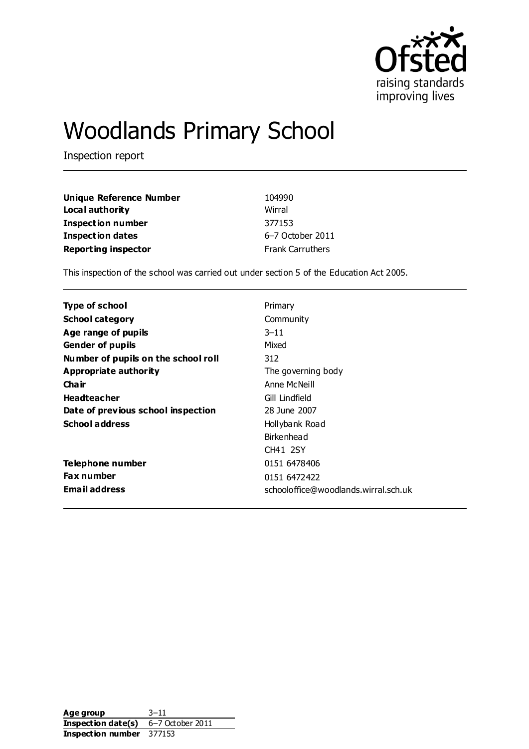# Woodlands Primary School

Inspection report

| | |
|---|---|
| **Unique Reference Number** | 104990 |
| **Local authority** | Wirral |
| **Inspection number** | 377153 |
| **Inspection dates** | 6–7 October 2011 |
| **Reporting inspector** | Frank Carruthers |

This inspection of the school was carried out under section 5 of the Education Act 2005.

| | |
|---|---|
| **Type of school** | Primary |
| **School category** | Community |
| **Age range of pupils** | 3–11 |
| **Gender of pupils** | Mixed |
| **Number of pupils on the school roll** | 312 |
| **Appropriate authority** | The governing body |
| **Chair** | Anne McNeill |
| **Headteacher** | Gill Lindfield |
| **Date of previous school inspection** | 28 June 2007 |
| **School address** | Hollybank Road<br>Birkenhead<br>CH41 2SY |
| **Telephone number** | 0151 6478406 |
| **Fax number** | 0151 6472422 |
| **Email address** | schooloffice@woodlands.wirral.sch.uk |

| | |
|---|---|
| **Age group** | 3–11 |
| **Inspection date(s)** | 6–7 October 2011 |
| **Inspection number** | 377153 |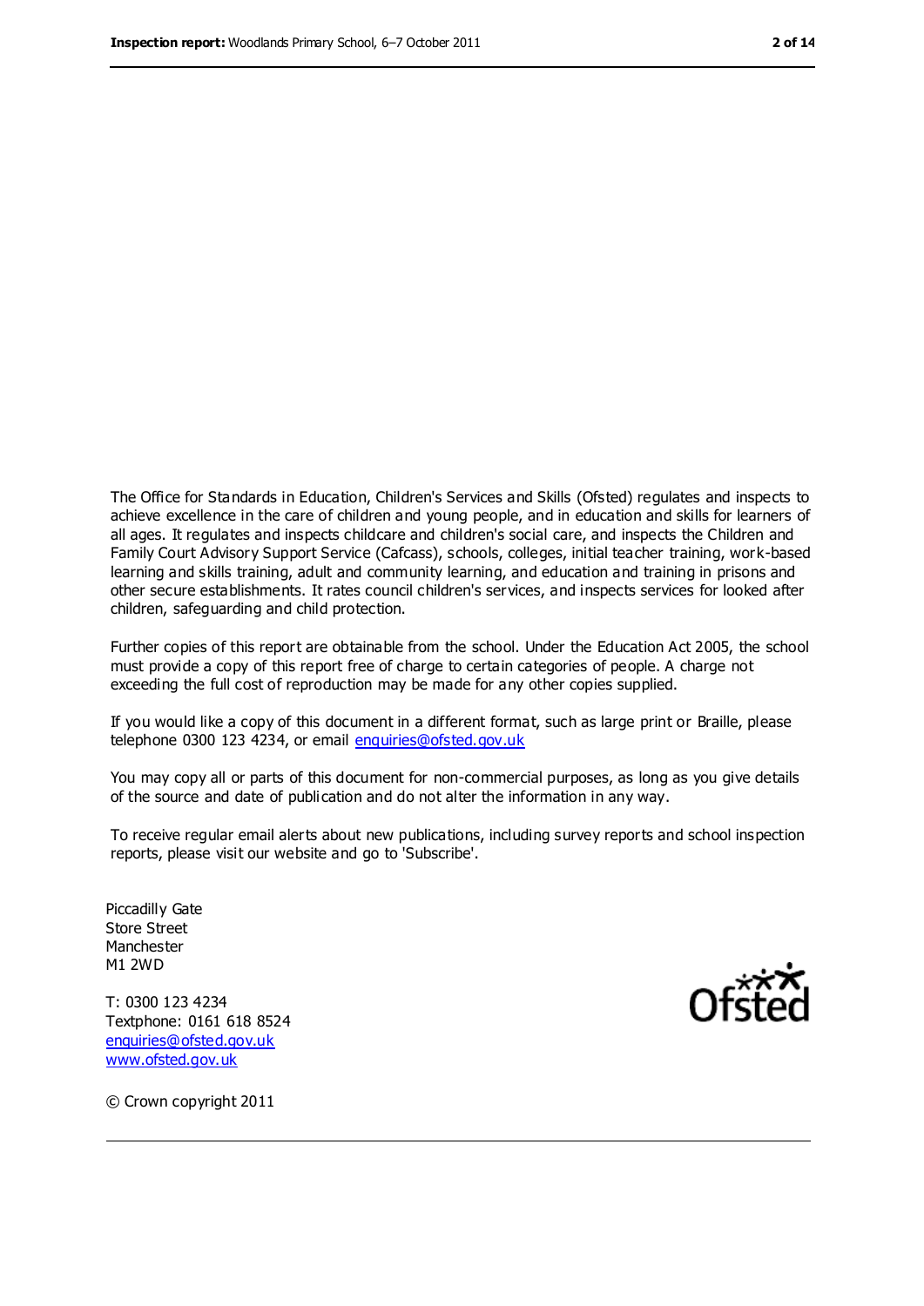The Office for Standards in Education, Children's Services and Skills (Ofsted) regulates and inspects to achieve excellence in the care of children and young people, and in education and skills for learners of all ages. It regulates and inspects childcare and children's social care, and inspects the Children and Family Court Advisory Support Service (Cafcass), schools, colleges, initial teacher training, work-based learning and skills training, adult and community learning, and education and training in prisons and other secure establishments. It rates council children's services, and inspects services for looked after children, safeguarding and child protection.

Further copies of this report are obtainable from the school. Under the Education Act 2005, the school must provide a copy of this report free of charge to certain categories of people. A charge not exceeding the full cost of reproduction may be made for any other copies supplied.

If you would like a copy of this document in a different format, such as large print or Braille, please telephone 0300 123 4234, or email enquiries@ofsted.gov.uk

You may copy all or parts of this document for non-commercial purposes, as long as you give details of the source and date of publication and do not alter the information in any way.

To receive regular email alerts about new publications, including survey reports and school inspection reports, please visit our website and go to 'Subscribe'.

Piccadilly Gate
Store Street
Manchester
M1 2WD

T: 0300 123 4234
Textphone: 0161 618 8524
enquiries@ofsted.gov.uk
www.ofsted.gov.uk

© Crown copyright 2011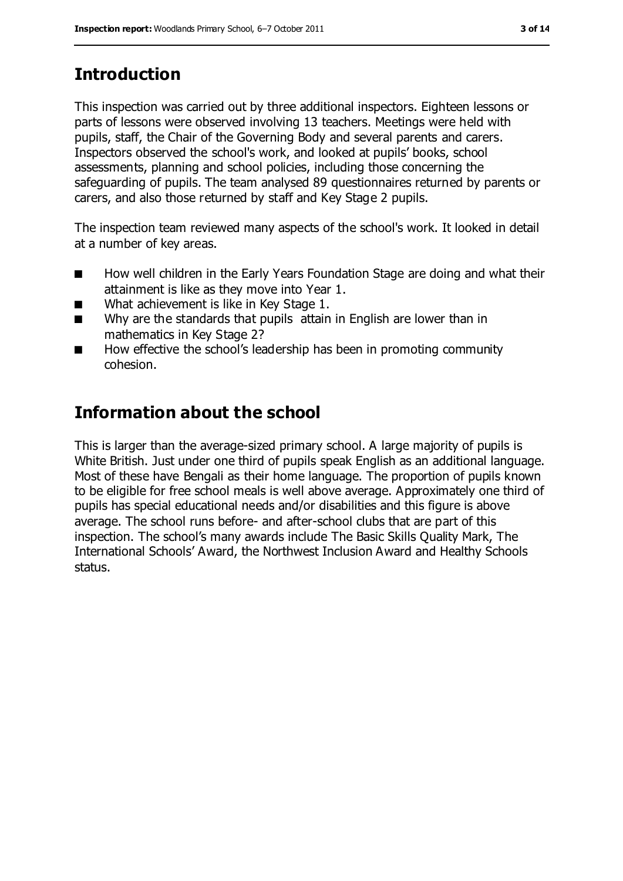## Introduction

This inspection was carried out by three additional inspectors. Eighteen lessons or parts of lessons were observed involving 13 teachers. Meetings were held with pupils, staff, the Chair of the Governing Body and several parents and carers. Inspectors observed the school's work, and looked at pupils' books, school assessments, planning and school policies, including those concerning the safeguarding of pupils. The team analysed 89 questionnaires returned by parents or carers, and also those returned by staff and Key Stage 2 pupils.

The inspection team reviewed many aspects of the school's work. It looked in detail at a number of key areas.

- How well children in the Early Years Foundation Stage are doing and what their attainment is like as they move into Year 1.
- What achievement is like in Key Stage 1.
- Why are the standards that pupils attain in English are lower than in mathematics in Key Stage 2?
- How effective the school's leadership has been in promoting community cohesion.

## Information about the school

This is larger than the average-sized primary school. A large majority of pupils is White British. Just under one third of pupils speak English as an additional language. Most of these have Bengali as their home language. The proportion of pupils known to be eligible for free school meals is well above average. Approximately one third of pupils has special educational needs and/or disabilities and this figure is above average. The school runs before- and after-school clubs that are part of this inspection. The school's many awards include The Basic Skills Quality Mark, The International Schools' Award, the Northwest Inclusion Award and Healthy Schools status.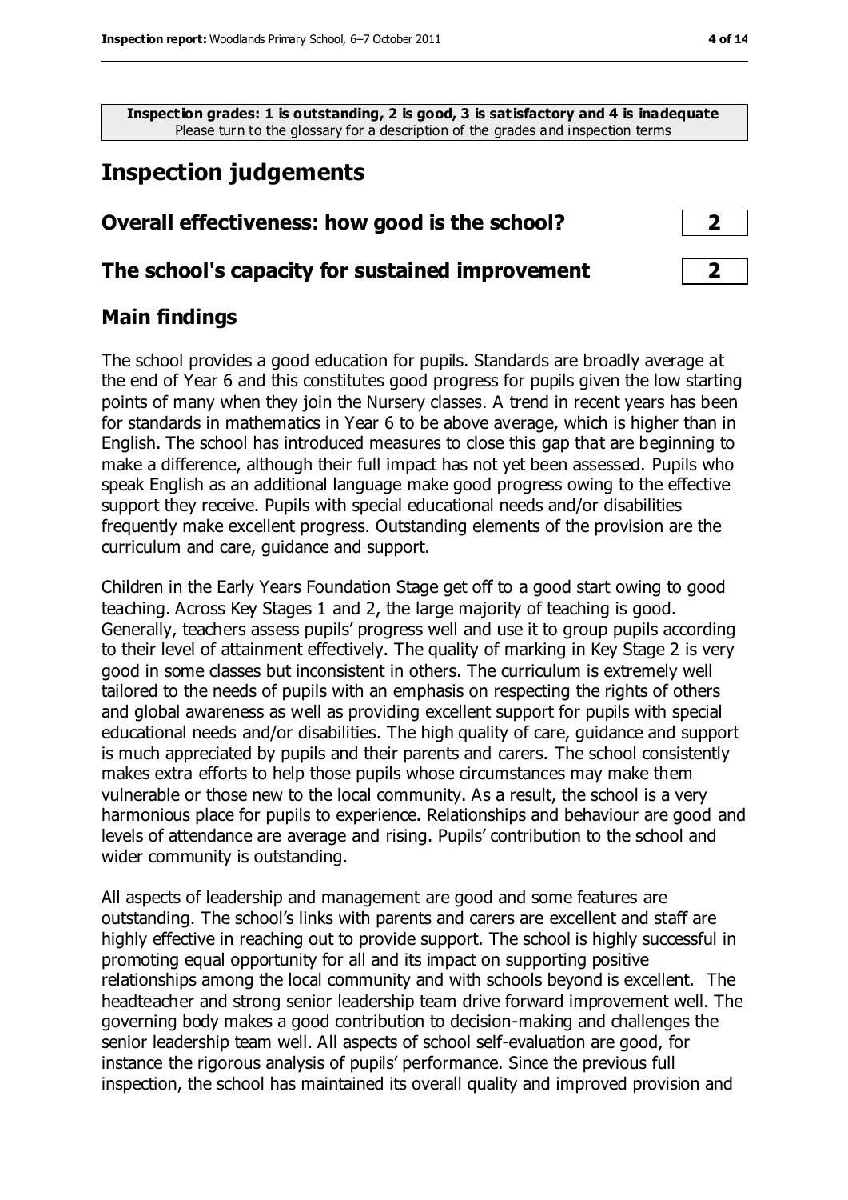**Inspection grades: 1 is outstanding, 2 is good, 3 is satisfactory and 4 is inadequate**
Please turn to the glossary for a description of the grades and inspection terms

# Inspection judgements

| | |
|---|---|
| **Overall effectiveness: how good is the school?** | **2** |
| **The school's capacity for sustained improvement** | **2** |

## Main findings

The school provides a good education for pupils. Standards are broadly average at the end of Year 6 and this constitutes good progress for pupils given the low starting points of many when they join the Nursery classes. A trend in recent years has been for standards in mathematics in Year 6 to be above average, which is higher than in English. The school has introduced measures to close this gap that are beginning to make a difference, although their full impact has not yet been assessed. Pupils who speak English as an additional language make good progress owing to the effective support they receive. Pupils with special educational needs and/or disabilities frequently make excellent progress. Outstanding elements of the provision are the curriculum and care, guidance and support.

Children in the Early Years Foundation Stage get off to a good start owing to good teaching. Across Key Stages 1 and 2, the large majority of teaching is good. Generally, teachers assess pupils' progress well and use it to group pupils according to their level of attainment effectively. The quality of marking in Key Stage 2 is very good in some classes but inconsistent in others. The curriculum is extremely well tailored to the needs of pupils with an emphasis on respecting the rights of others and global awareness as well as providing excellent support for pupils with special educational needs and/or disabilities. The high quality of care, guidance and support is much appreciated by pupils and their parents and carers. The school consistently makes extra efforts to help those pupils whose circumstances may make them vulnerable or those new to the local community. As a result, the school is a very harmonious place for pupils to experience. Relationships and behaviour are good and levels of attendance are average and rising. Pupils' contribution to the school and wider community is outstanding.

All aspects of leadership and management are good and some features are outstanding. The school's links with parents and carers are excellent and staff are highly effective in reaching out to provide support. The school is highly successful in promoting equal opportunity for all and its impact on supporting positive relationships among the local community and with schools beyond is excellent. The headteacher and strong senior leadership team drive forward improvement well. The governing body makes a good contribution to decision-making and challenges the senior leadership team well. All aspects of school self-evaluation are good, for instance the rigorous analysis of pupils' performance. Since the previous full inspection, the school has maintained its overall quality and improved provision and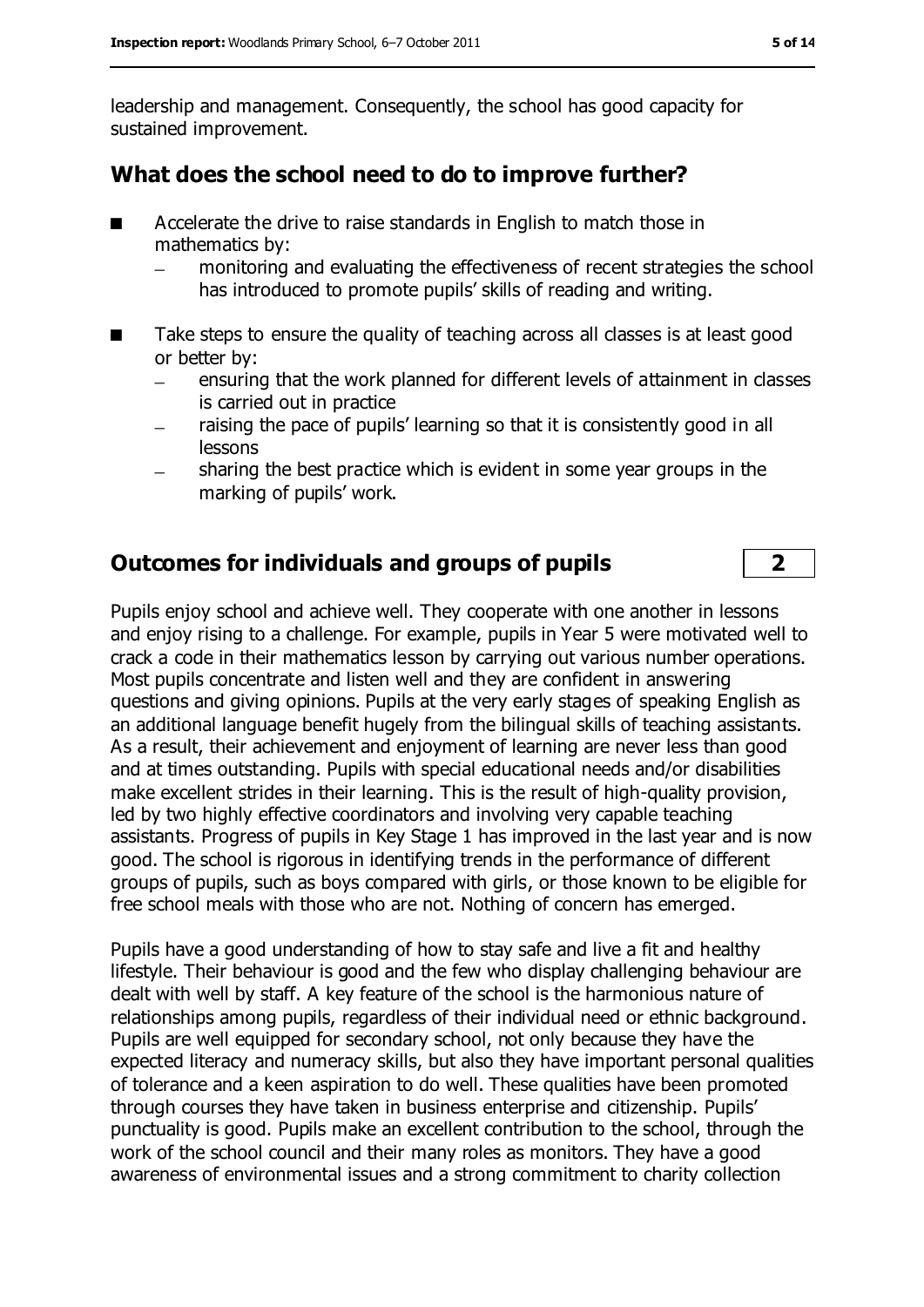leadership and management. Consequently, the school has good capacity for sustained improvement.

## What does the school need to do to improve further?

- Accelerate the drive to raise standards in English to match those in mathematics by:
  - monitoring and evaluating the effectiveness of recent strategies the school has introduced to promote pupils' skills of reading and writing.
- Take steps to ensure the quality of teaching across all classes is at least good or better by:
  - ensuring that the work planned for different levels of attainment in classes is carried out in practice
  - raising the pace of pupils' learning so that it is consistently good in all lessons
  - sharing the best practice which is evident in some year groups in the marking of pupils' work.

## Outcomes for individuals and groups of pupils — 2

Pupils enjoy school and achieve well. They cooperate with one another in lessons and enjoy rising to a challenge. For example, pupils in Year 5 were motivated well to crack a code in their mathematics lesson by carrying out various number operations. Most pupils concentrate and listen well and they are confident in answering questions and giving opinions. Pupils at the very early stages of speaking English as an additional language benefit hugely from the bilingual skills of teaching assistants. As a result, their achievement and enjoyment of learning are never less than good and at times outstanding. Pupils with special educational needs and/or disabilities make excellent strides in their learning. This is the result of high-quality provision, led by two highly effective coordinators and involving very capable teaching assistants. Progress of pupils in Key Stage 1 has improved in the last year and is now good. The school is rigorous in identifying trends in the performance of different groups of pupils, such as boys compared with girls, or those known to be eligible for free school meals with those who are not. Nothing of concern has emerged.

Pupils have a good understanding of how to stay safe and live a fit and healthy lifestyle. Their behaviour is good and the few who display challenging behaviour are dealt with well by staff. A key feature of the school is the harmonious nature of relationships among pupils, regardless of their individual need or ethnic background. Pupils are well equipped for secondary school, not only because they have the expected literacy and numeracy skills, but also they have important personal qualities of tolerance and a keen aspiration to do well. These qualities have been promoted through courses they have taken in business enterprise and citizenship. Pupils' punctuality is good. Pupils make an excellent contribution to the school, through the work of the school council and their many roles as monitors. They have a good awareness of environmental issues and a strong commitment to charity collection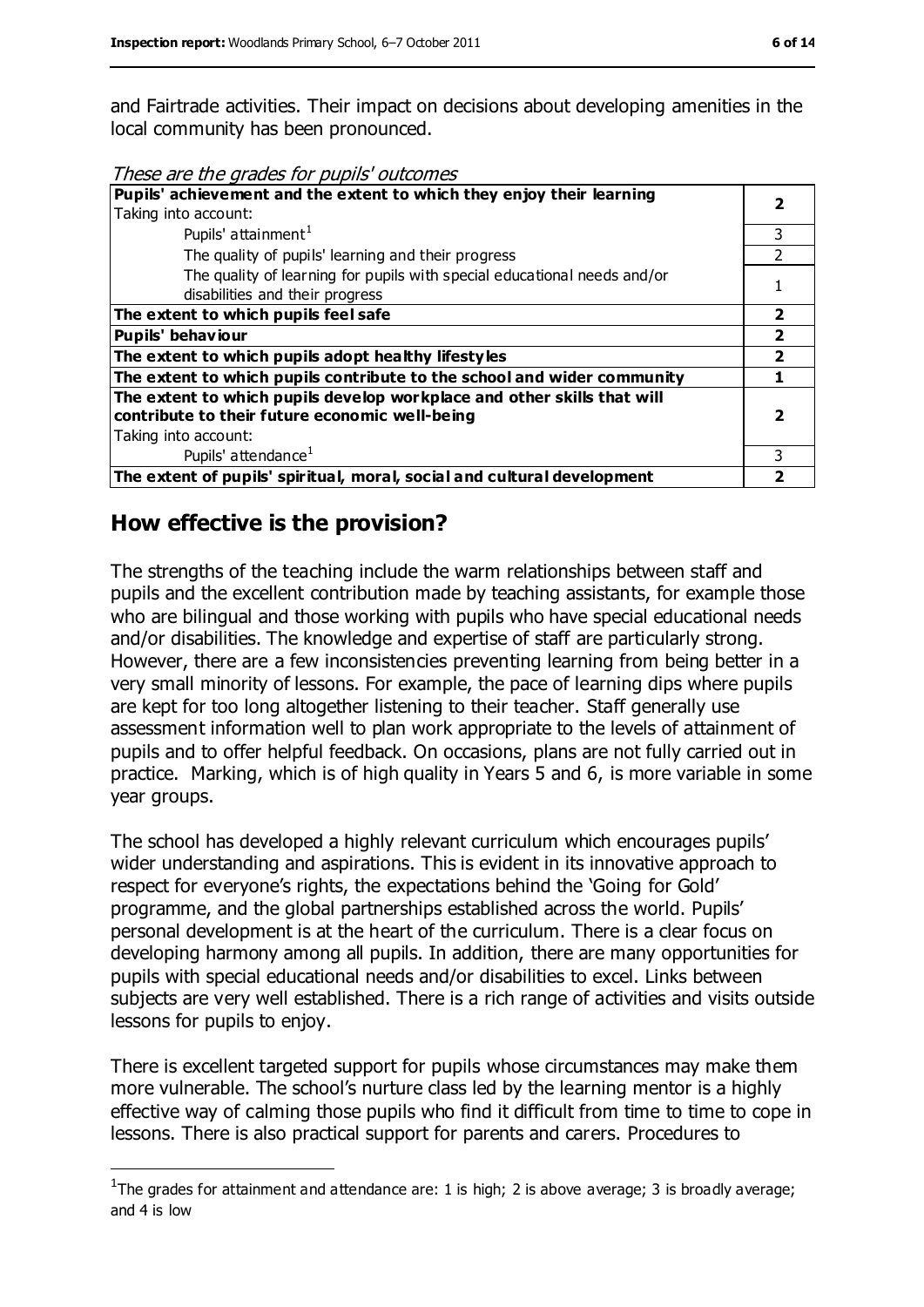and Fairtrade activities. Their impact on decisions about developing amenities in the local community has been pronounced.

*These are the grades for pupils' outcomes*

| | |
|---|---|
| **Pupils' achievement and the extent to which they enjoy their learning**<br>Taking into account: | **2** |
| Pupils' attainment[1] | 3 |
| The quality of pupils' learning and their progress | 2 |
| The quality of learning for pupils with special educational needs and/or disabilities and their progress | 1 |
| **The extent to which pupils feel safe** | **2** |
| **Pupils' behaviour** | **2** |
| **The extent to which pupils adopt healthy lifestyles** | **2** |
| **The extent to which pupils contribute to the school and wider community** | **1** |
| **The extent to which pupils develop workplace and other skills that will contribute to their future economic well-being**<br>Taking into account: | **2** |
| Pupils' attendance[1] | 3 |
| **The extent of pupils' spiritual, moral, social and cultural development** | **2** |

## How effective is the provision?

The strengths of the teaching include the warm relationships between staff and pupils and the excellent contribution made by teaching assistants, for example those who are bilingual and those working with pupils who have special educational needs and/or disabilities. The knowledge and expertise of staff are particularly strong. However, there are a few inconsistencies preventing learning from being better in a very small minority of lessons. For example, the pace of learning dips where pupils are kept for too long altogether listening to their teacher. Staff generally use assessment information well to plan work appropriate to the levels of attainment of pupils and to offer helpful feedback. On occasions, plans are not fully carried out in practice. Marking, which is of high quality in Years 5 and 6, is more variable in some year groups.

The school has developed a highly relevant curriculum which encourages pupils' wider understanding and aspirations. This is evident in its innovative approach to respect for everyone's rights, the expectations behind the 'Going for Gold' programme, and the global partnerships established across the world. Pupils' personal development is at the heart of the curriculum. There is a clear focus on developing harmony among all pupils. In addition, there are many opportunities for pupils with special educational needs and/or disabilities to excel. Links between subjects are very well established. There is a rich range of activities and visits outside lessons for pupils to enjoy.

There is excellent targeted support for pupils whose circumstances may make them more vulnerable. The school's nurture class led by the learning mentor is a highly effective way of calming those pupils who find it difficult from time to time to cope in lessons. There is also practical support for parents and carers. Procedures to

[1] The grades for attainment and attendance are: 1 is high; 2 is above average; 3 is broadly average; and 4 is low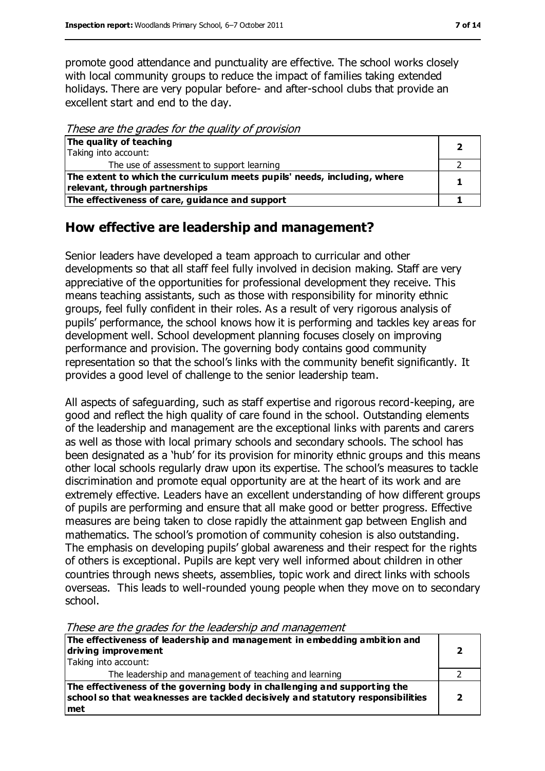promote good attendance and punctuality are effective. The school works closely with local community groups to reduce the impact of families taking extended holidays. There are very popular before- and after-school clubs that provide an excellent start and end to the day.

*These are the grades for the quality of provision*

| | |
|---|---|
| **The quality of teaching**<br>Taking into account: | **2** |
| The use of assessment to support learning | 2 |
| **The extent to which the curriculum meets pupils' needs, including, where relevant, through partnerships** | **1** |
| **The effectiveness of care, guidance and support** | **1** |

## How effective are leadership and management?

Senior leaders have developed a team approach to curricular and other developments so that all staff feel fully involved in decision making. Staff are very appreciative of the opportunities for professional development they receive. This means teaching assistants, such as those with responsibility for minority ethnic groups, feel fully confident in their roles. As a result of very rigorous analysis of pupils' performance, the school knows how it is performing and tackles key areas for development well. School development planning focuses closely on improving performance and provision. The governing body contains good community representation so that the school's links with the community benefit significantly. It provides a good level of challenge to the senior leadership team.

All aspects of safeguarding, such as staff expertise and rigorous record-keeping, are good and reflect the high quality of care found in the school. Outstanding elements of the leadership and management are the exceptional links with parents and carers as well as those with local primary schools and secondary schools. The school has been designated as a 'hub' for its provision for minority ethnic groups and this means other local schools regularly draw upon its expertise. The school's measures to tackle discrimination and promote equal opportunity are at the heart of its work and are extremely effective. Leaders have an excellent understanding of how different groups of pupils are performing and ensure that all make good or better progress. Effective measures are being taken to close rapidly the attainment gap between English and mathematics. The school's promotion of community cohesion is also outstanding. The emphasis on developing pupils' global awareness and their respect for the rights of others is exceptional. Pupils are kept very well informed about children in other countries through news sheets, assemblies, topic work and direct links with schools overseas. This leads to well-rounded young people when they move on to secondary school.

*These are the grades for the leadership and management*

| | |
|---|---|
| **The effectiveness of leadership and management in embedding ambition and driving improvement**<br>Taking into account: | **2** |
| The leadership and management of teaching and learning | 2 |
| **The effectiveness of the governing body in challenging and supporting the school so that weaknesses are tackled decisively and statutory responsibilities met** | **2** |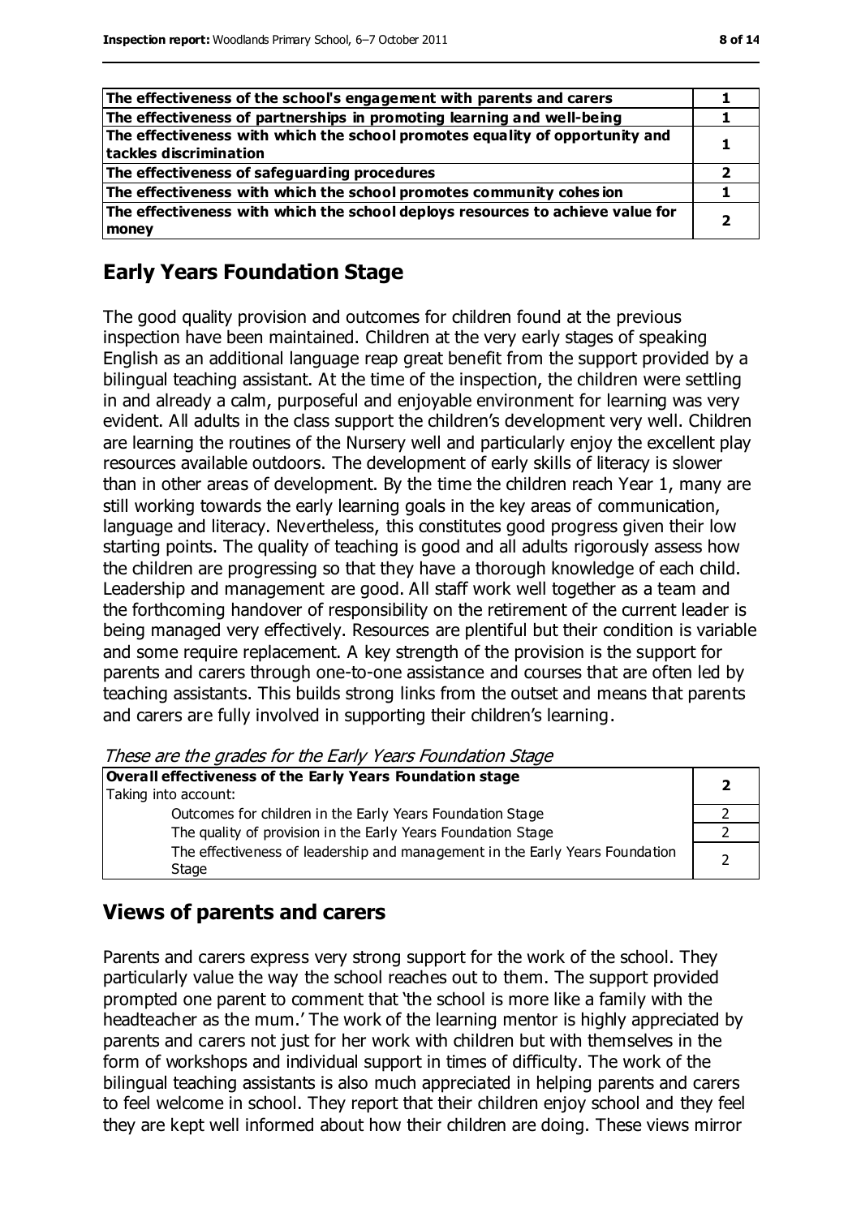| | |
|---|---|
| **The effectiveness of the school's engagement with parents and carers** | **1** |
| **The effectiveness of partnerships in promoting learning and well-being** | **1** |
| **The effectiveness with which the school promotes equality of opportunity and tackles discrimination** | **1** |
| **The effectiveness of safeguarding procedures** | **2** |
| **The effectiveness with which the school promotes community cohesion** | **1** |
| **The effectiveness with which the school deploys resources to achieve value for money** | **2** |

## Early Years Foundation Stage

The good quality provision and outcomes for children found at the previous inspection have been maintained. Children at the very early stages of speaking English as an additional language reap great benefit from the support provided by a bilingual teaching assistant. At the time of the inspection, the children were settling in and already a calm, purposeful and enjoyable environment for learning was very evident. All adults in the class support the children's development very well. Children are learning the routines of the Nursery well and particularly enjoy the excellent play resources available outdoors. The development of early skills of literacy is slower than in other areas of development. By the time the children reach Year 1, many are still working towards the early learning goals in the key areas of communication, language and literacy. Nevertheless, this constitutes good progress given their low starting points. The quality of teaching is good and all adults rigorously assess how the children are progressing so that they have a thorough knowledge of each child. Leadership and management are good. All staff work well together as a team and the forthcoming handover of responsibility on the retirement of the current leader is being managed very effectively. Resources are plentiful but their condition is variable and some require replacement. A key strength of the provision is the support for parents and carers through one-to-one assistance and courses that are often led by teaching assistants. This builds strong links from the outset and means that parents and carers are fully involved in supporting their children's learning.

*These are the grades for the Early Years Foundation Stage*

| | |
|---|---|
| **Overall effectiveness of the Early Years Foundation stage**<br>Taking into account: | **2** |
| Outcomes for children in the Early Years Foundation Stage | 2 |
| The quality of provision in the Early Years Foundation Stage | 2 |
| The effectiveness of leadership and management in the Early Years Foundation Stage | 2 |

## Views of parents and carers

Parents and carers express very strong support for the work of the school. They particularly value the way the school reaches out to them. The support provided prompted one parent to comment that 'the school is more like a family with the headteacher as the mum.' The work of the learning mentor is highly appreciated by parents and carers not just for her work with children but with themselves in the form of workshops and individual support in times of difficulty. The work of the bilingual teaching assistants is also much appreciated in helping parents and carers to feel welcome in school. They report that their children enjoy school and they feel they are kept well informed about how their children are doing. These views mirror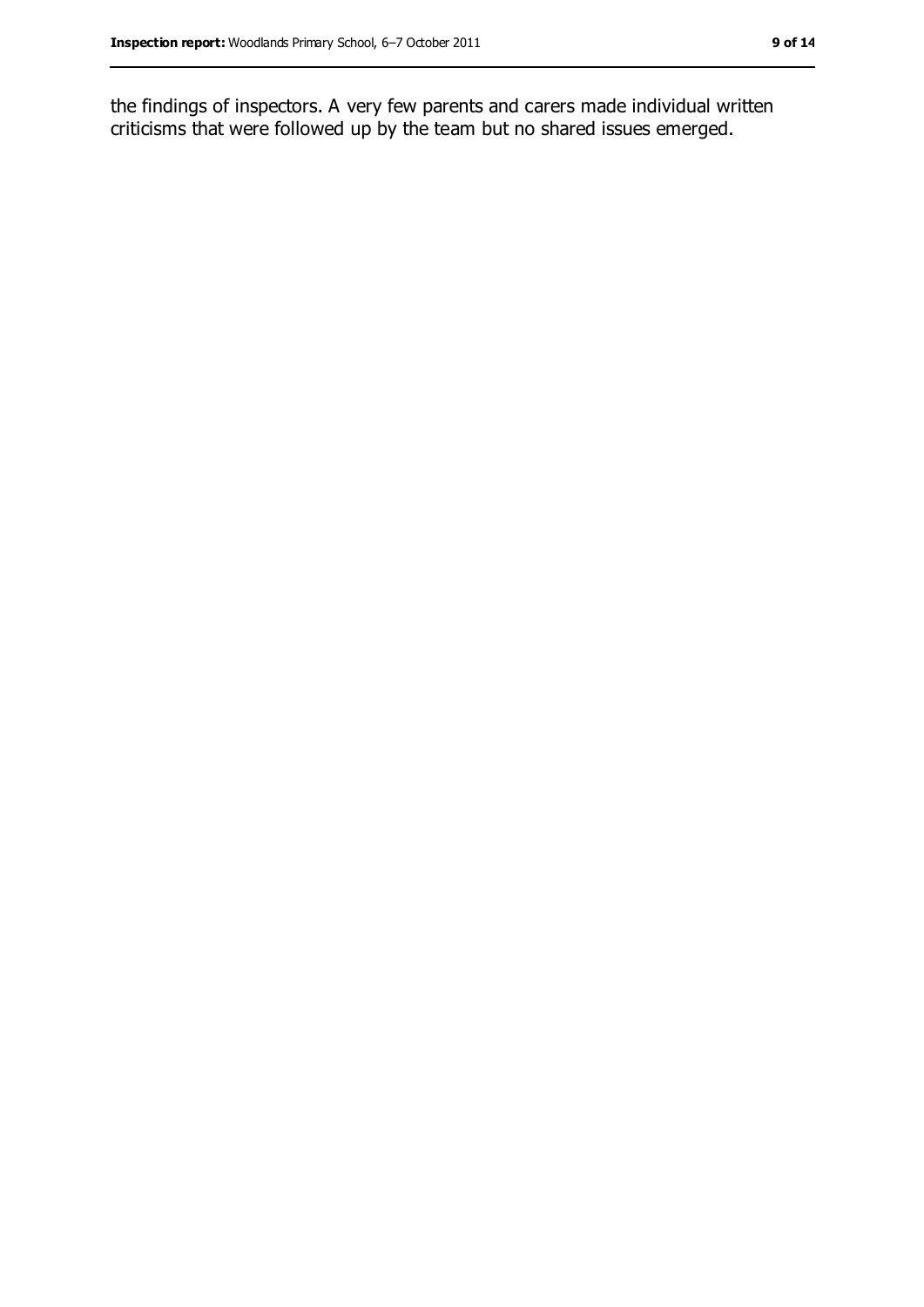the findings of inspectors. A very few parents and carers made individual written criticisms that were followed up by the team but no shared issues emerged.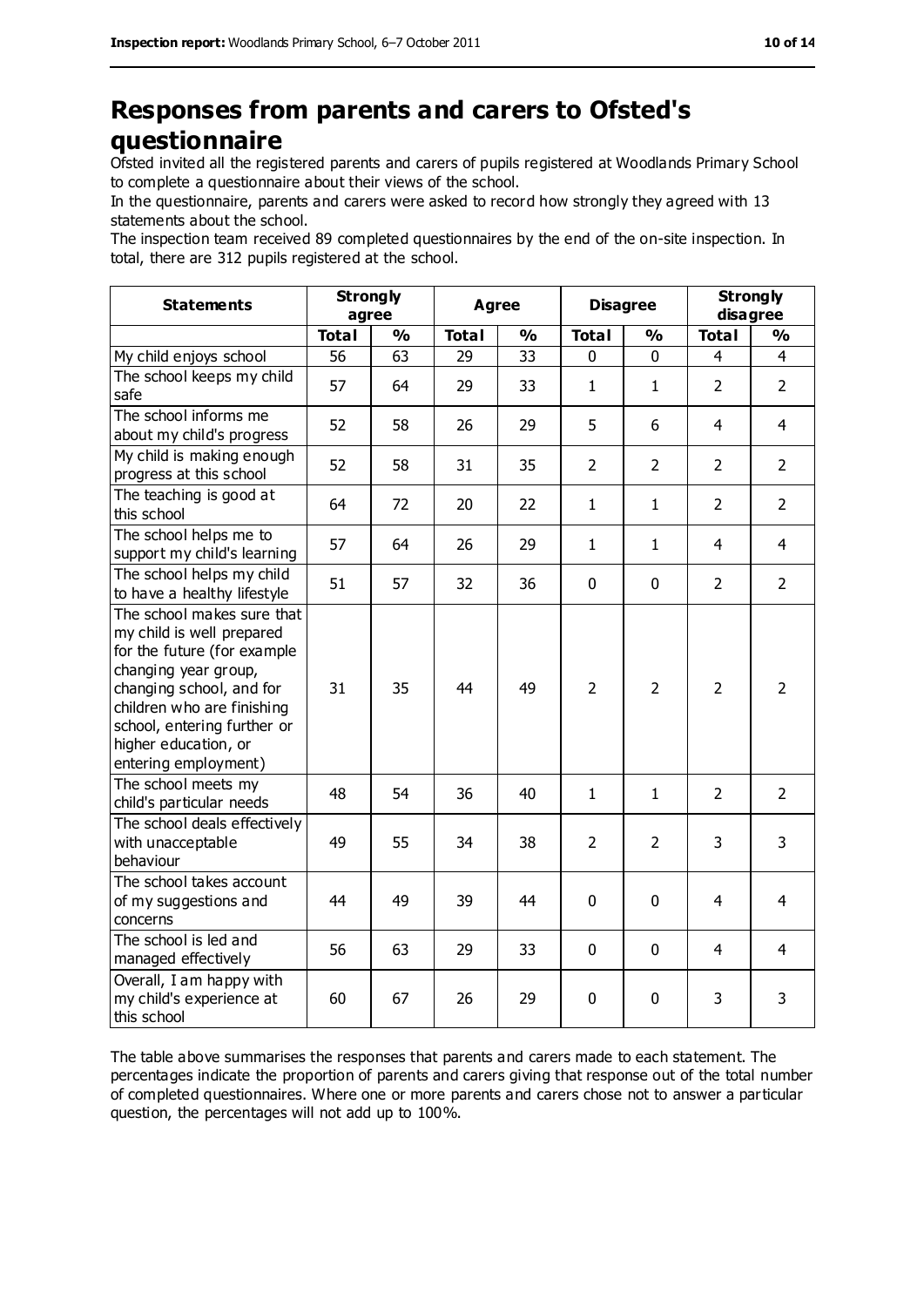# Responses from parents and carers to Ofsted's questionnaire

Ofsted invited all the registered parents and carers of pupils registered at Woodlands Primary School to complete a questionnaire about their views of the school.

In the questionnaire, parents and carers were asked to record how strongly they agreed with 13 statements about the school.

The inspection team received 89 completed questionnaires by the end of the on-site inspection. In total, there are 312 pupils registered at the school.

| Statements | Strongly agree | | Agree | | Disagree | | Strongly disagree | |
|---|---|---|---|---|---|---|---|---|
| | Total | % | Total | % | Total | % | Total | % |
| My child enjoys school | 56 | 63 | 29 | 33 | 0 | 0 | 4 | 4 |
| The school keeps my child safe | 57 | 64 | 29 | 33 | 1 | 1 | 2 | 2 |
| The school informs me about my child's progress | 52 | 58 | 26 | 29 | 5 | 6 | 4 | 4 |
| My child is making enough progress at this school | 52 | 58 | 31 | 35 | 2 | 2 | 2 | 2 |
| The teaching is good at this school | 64 | 72 | 20 | 22 | 1 | 1 | 2 | 2 |
| The school helps me to support my child's learning | 57 | 64 | 26 | 29 | 1 | 1 | 4 | 4 |
| The school helps my child to have a healthy lifestyle | 51 | 57 | 32 | 36 | 0 | 0 | 2 | 2 |
| The school makes sure that my child is well prepared for the future (for example changing year group, changing school, and for children who are finishing school, entering further or higher education, or entering employment) | 31 | 35 | 44 | 49 | 2 | 2 | 2 | 2 |
| The school meets my child's particular needs | 48 | 54 | 36 | 40 | 1 | 1 | 2 | 2 |
| The school deals effectively with unacceptable behaviour | 49 | 55 | 34 | 38 | 2 | 2 | 3 | 3 |
| The school takes account of my suggestions and concerns | 44 | 49 | 39 | 44 | 0 | 0 | 4 | 4 |
| The school is led and managed effectively | 56 | 63 | 29 | 33 | 0 | 0 | 4 | 4 |
| Overall, I am happy with my child's experience at this school | 60 | 67 | 26 | 29 | 0 | 0 | 3 | 3 |

The table above summarises the responses that parents and carers made to each statement. The percentages indicate the proportion of parents and carers giving that response out of the total number of completed questionnaires. Where one or more parents and carers chose not to answer a particular question, the percentages will not add up to 100%.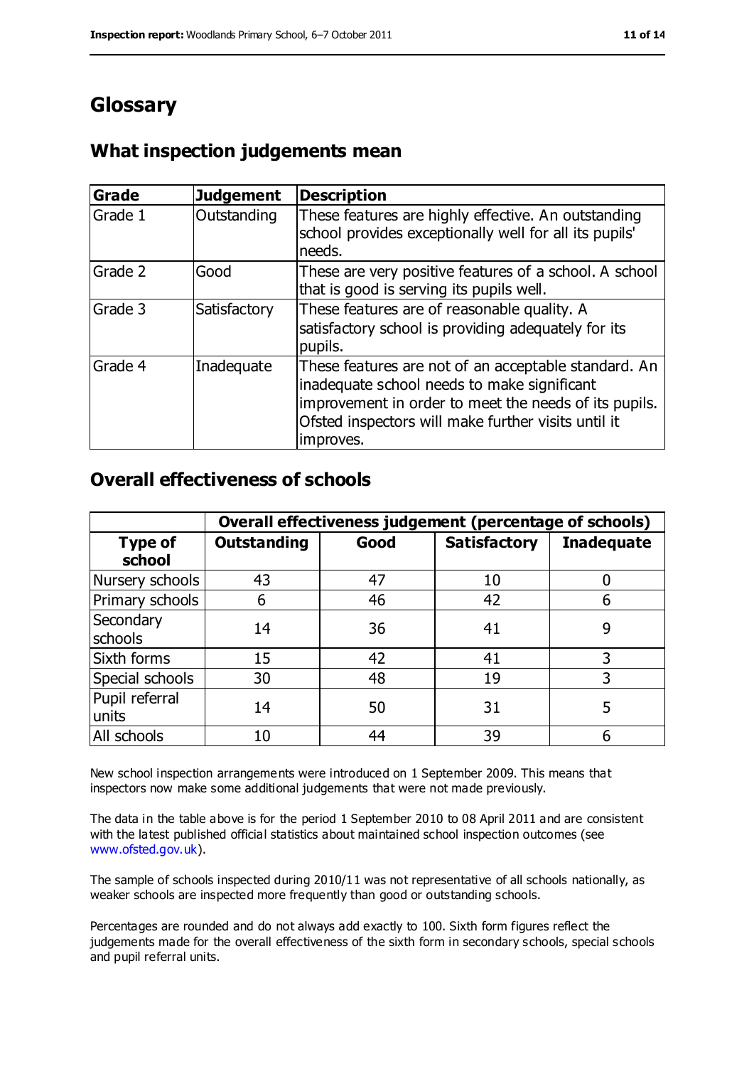# Glossary

## What inspection judgements mean

| Grade | Judgement | Description |
|---|---|---|
| Grade 1 | Outstanding | These features are highly effective. An outstanding school provides exceptionally well for all its pupils' needs. |
| Grade 2 | Good | These are very positive features of a school. A school that is good is serving its pupils well. |
| Grade 3 | Satisfactory | These features are of reasonable quality. A satisfactory school is providing adequately for its pupils. |
| Grade 4 | Inadequate | These features are not of an acceptable standard. An inadequate school needs to make significant improvement in order to meet the needs of its pupils. Ofsted inspectors will make further visits until it improves. |

## Overall effectiveness of schools

| | Overall effectiveness judgement (percentage of schools) | | | |
|---|---|---|---|---|
| **Type of school** | **Outstanding** | **Good** | **Satisfactory** | **Inadequate** |
| Nursery schools | 43 | 47 | 10 | 0 |
| Primary schools | 6 | 46 | 42 | 6 |
| Secondary schools | 14 | 36 | 41 | 9 |
| Sixth forms | 15 | 42 | 41 | 3 |
| Special schools | 30 | 48 | 19 | 3 |
| Pupil referral units | 14 | 50 | 31 | 5 |
| All schools | 10 | 44 | 39 | 6 |

New school inspection arrangements were introduced on 1 September 2009. This means that inspectors now make some additional judgements that were not made previously.

The data in the table above is for the period 1 September 2010 to 08 April 2011 and are consistent with the latest published official statistics about maintained school inspection outcomes (see www.ofsted.gov.uk).

The sample of schools inspected during 2010/11 was not representative of all schools nationally, as weaker schools are inspected more frequently than good or outstanding schools.

Percentages are rounded and do not always add exactly to 100. Sixth form figures reflect the judgements made for the overall effectiveness of the sixth form in secondary schools, special schools and pupil referral units.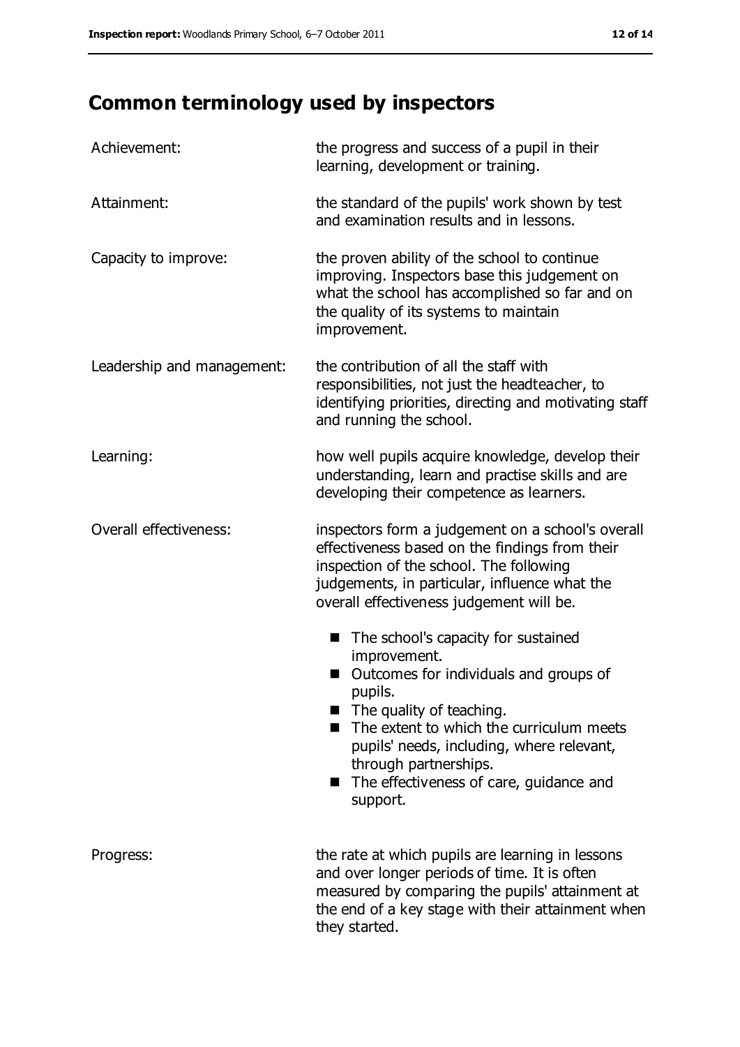## Common terminology used by inspectors

| | |
|---|---|
| Achievement: | the progress and success of a pupil in their learning, development or training. |
| Attainment: | the standard of the pupils' work shown by test and examination results and in lessons. |
| Capacity to improve: | the proven ability of the school to continue improving. Inspectors base this judgement on what the school has accomplished so far and on the quality of its systems to maintain improvement. |
| Leadership and management: | the contribution of all the staff with responsibilities, not just the headteacher, to identifying priorities, directing and motivating staff and running the school. |
| Learning: | how well pupils acquire knowledge, develop their understanding, learn and practise skills and are developing their competence as learners. |
| Overall effectiveness: | inspectors form a judgement on a school's overall effectiveness based on the findings from their inspection of the school. The following judgements, in particular, influence what the overall effectiveness judgement will be.<br>■ The school's capacity for sustained improvement.<br>■ Outcomes for individuals and groups of pupils.<br>■ The quality of teaching.<br>■ The extent to which the curriculum meets pupils' needs, including, where relevant, through partnerships.<br>■ The effectiveness of care, guidance and support. |
| Progress: | the rate at which pupils are learning in lessons and over longer periods of time. It is often measured by comparing the pupils' attainment at the end of a key stage with their attainment when they started. |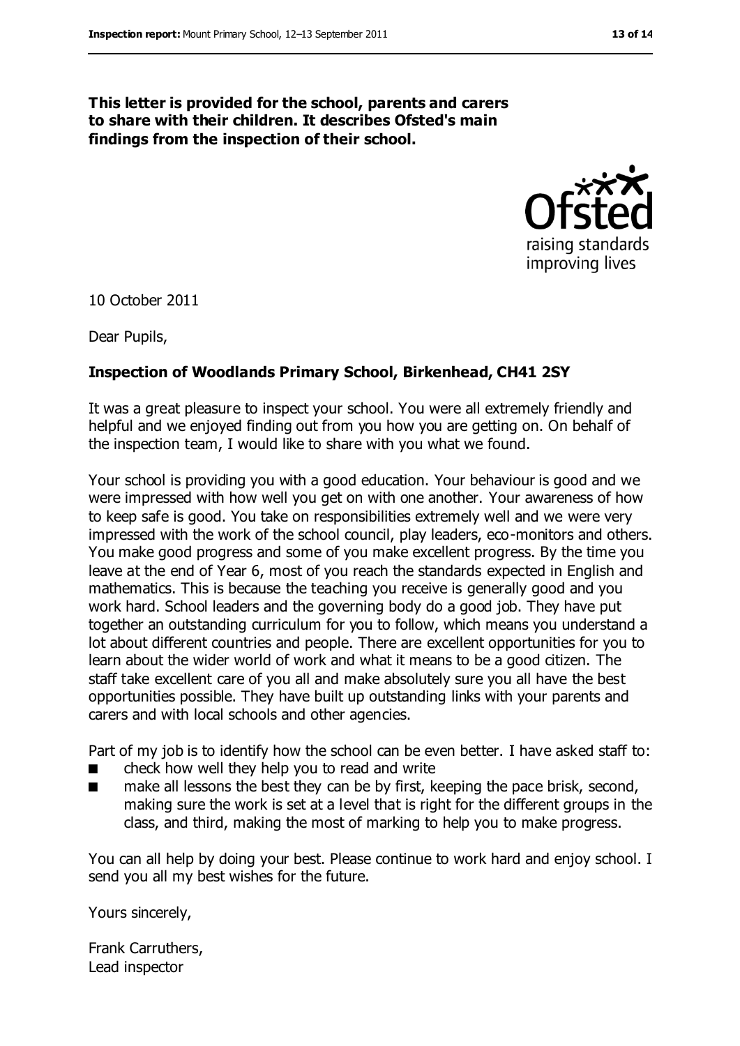**This letter is provided for the school, parents and carers to share with their children. It describes Ofsted's main findings from the inspection of their school.**

10 October 2011

Dear Pupils,

**Inspection of Woodlands Primary School, Birkenhead, CH41 2SY**

It was a great pleasure to inspect your school. You were all extremely friendly and helpful and we enjoyed finding out from you how you are getting on. On behalf of the inspection team, I would like to share with you what we found.

Your school is providing you with a good education. Your behaviour is good and we were impressed with how well you get on with one another. Your awareness of how to keep safe is good. You take on responsibilities extremely well and we were very impressed with the work of the school council, play leaders, eco-monitors and others. You make good progress and some of you make excellent progress. By the time you leave at the end of Year 6, most of you reach the standards expected in English and mathematics. This is because the teaching you receive is generally good and you work hard. School leaders and the governing body do a good job. They have put together an outstanding curriculum for you to follow, which means you understand a lot about different countries and people. There are excellent opportunities for you to learn about the wider world of work and what it means to be a good citizen. The staff take excellent care of you all and make absolutely sure you all have the best opportunities possible. They have built up outstanding links with your parents and carers and with local schools and other agencies.

Part of my job is to identify how the school can be even better. I have asked staff to:

- check how well they help you to read and write
- make all lessons the best they can be by first, keeping the pace brisk, second, making sure the work is set at a level that is right for the different groups in the class, and third, making the most of marking to help you to make progress.

You can all help by doing your best. Please continue to work hard and enjoy school. I send you all my best wishes for the future.

Yours sincerely,

Frank Carruthers,
Lead inspector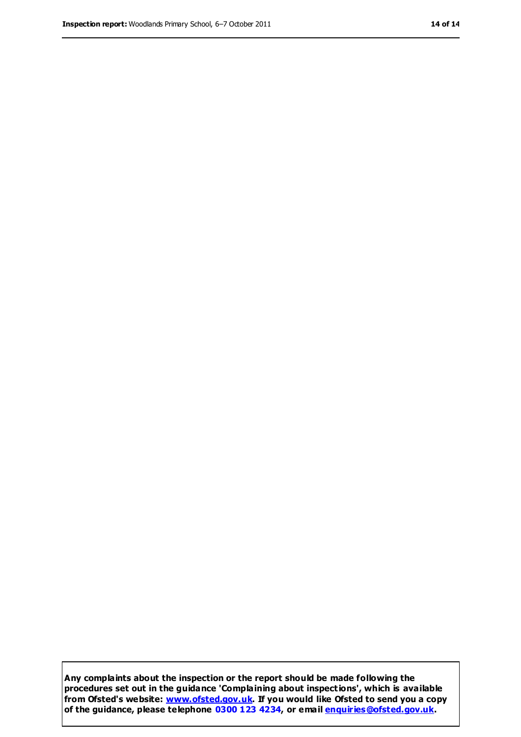**Any complaints about the inspection or the report should be made following the procedures set out in the guidance 'Complaining about inspections', which is available from Ofsted's website: [www.ofsted.gov.uk](http://www.ofsted.gov.uk). If you would like Ofsted to send you a copy of the guidance, please telephone 0300 123 4234, or email [enquiries@ofsted.gov.uk](mailto:enquiries@ofsted.gov.uk).**